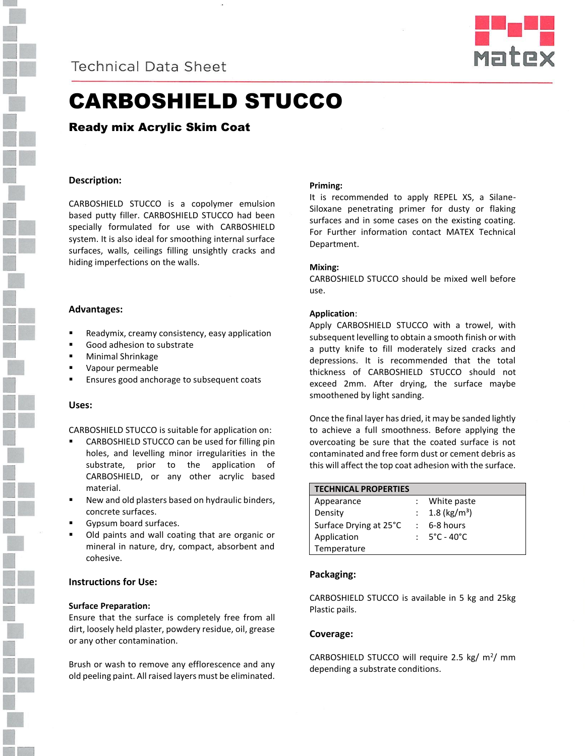Technical Data Sheet

# CARBOSHIELD STUCCO

## Ready mix Acrylic Skim Coat

### Description:

CARBOSHIELD STUCCO is a copolymer emulsion based putty filler. CARBOSHIELD STUCCO had been specially formulated for use with CARBOSHIELD system. It is also ideal for smoothing internal surface surfaces, walls, ceilings filling unsightly cracks and hiding imperfections on the walls.

### Advantages:

- Readymix, creamy consistency, easy application
- Good adhesion to substrate
- Minimal Shrinkage
- Vapour permeable
- Ensures good anchorage to subsequent coats

### Uses:

CARBOSHIELD STUCCO is suitable for application on:

- CARBOSHIELD STUCCO can be used for filling pin holes, and levelling minor irregularities in the substrate, prior to the application of CARBOSHIELD, or any other acrylic based material.
- New and old plasters based on hydraulic binders, concrete surfaces.
- Gypsum board surfaces.
- Old paints and wall coating that are organic or mineral in nature, dry, compact, absorbent and cohesive.

### Instructions for Use:

**Surface Preparation:**
Ensure that the surface is completely free from all dirt, loosely held plaster, powdery residue, oil, grease or any other contamination.

Brush or wash to remove any efflorescence and any old peeling paint. All raised layers must be eliminated.

**Priming:**
It is recommended to apply REPEL XS, a Silane-Siloxane penetrating primer for dusty or flaking surfaces and in some cases on the existing coating. For Further information contact MATEX Technical Department.

**Mixing:**
CARBOSHIELD STUCCO should be mixed well before use.

**Application**:
Apply CARBOSHIELD STUCCO with a trowel, with subsequent levelling to obtain a smooth finish or with a putty knife to fill moderately sized cracks and depressions. It is recommended that the total thickness of CARBOSHIELD STUCCO should not exceed 2mm. After drying, the surface maybe smoothened by light sanding.

Once the final layer has dried, it may be sanded lightly to achieve a full smoothness. Before applying the overcoating be sure that the coated surface is not contaminated and free form dust or cement debris as this will affect the top coat adhesion with the surface.

| TECHNICAL PROPERTIES | | |
|---|---|---|
| Appearance | : | White paste |
| Density | : | 1.8 (kg/m³) |
| Surface Drying at 25°C | : | 6-8 hours |
| Application Temperature | : | 5°C - 40°C |

### Packaging:

CARBOSHIELD STUCCO is available in 5 kg and 25kg Plastic pails.

### Coverage:

CARBOSHIELD STUCCO will require 2.5 kg/ m²/ mm depending a substrate conditions.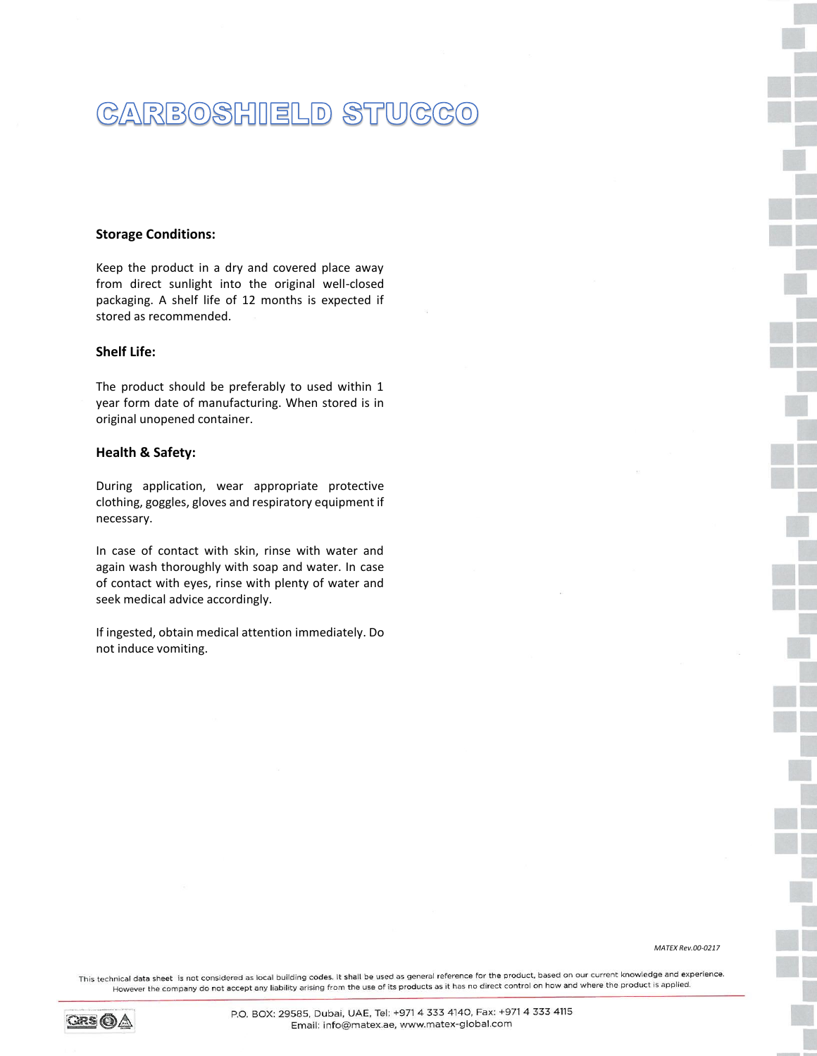# CARBOSHIELD STUCCO

### Storage Conditions:

Keep the product in a dry and covered place away from direct sunlight into the original well-closed packaging. A shelf life of 12 months is expected if stored as recommended.

### Shelf Life:

The product should be preferably to used within 1 year form date of manufacturing. When stored is in original unopened container.

### Health & Safety:

During application, wear appropriate protective clothing, goggles, gloves and respiratory equipment if necessary.

In case of contact with skin, rinse with water and again wash thoroughly with soap and water. In case of contact with eyes, rinse with plenty of water and seek medical advice accordingly.

If ingested, obtain medical attention immediately. Do not induce vomiting.

*MATEX Rev.00-0217*

This technical data sheet is not considered as local building codes. It shall be used as general reference for the product, based on our current knowledge and experience. However the company do not accept any liability arising from the use of its products as it has no direct control on how and where the product is applied.

P.O. BOX: 29585, Dubai, UAE, Tel: +971 4 333 4140, Fax: +971 4 333 4115
Email: info@matex.ae, www.matex-global.com